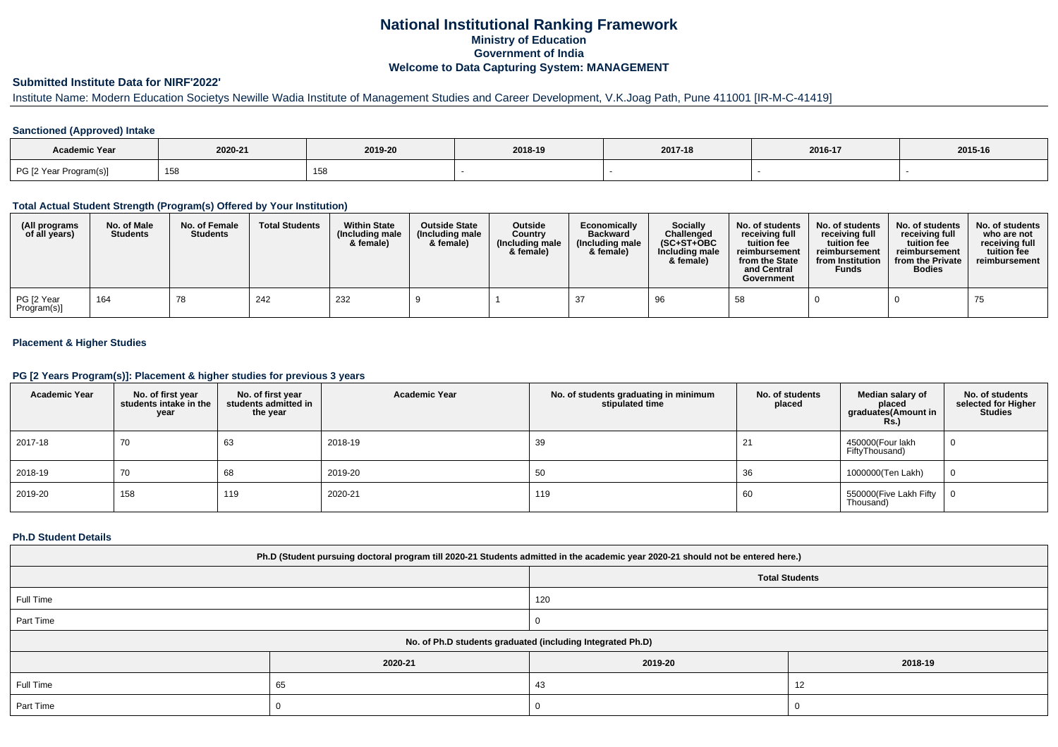# National Institutional Ranking Framework

## Ministry of Education

## Government of India

## Welcome to Data Capturing System: MANAGEMENT

### Submitted Institute Data for NIRF'2022'

Institute Name: Modern Education Societys Newille Wadia Institute of Management Studies and Career Development, V.K.Joag Path, Pune 411001 [IR-M-C-41419]

#### Sanctioned (Approved) Intake

| Academic Year | 2020-21 | 2019-20 | 2018-19 | 2017-18 | 2016-17 | 2015-16 |
| --- | --- | --- | --- | --- | --- | --- |
| PG [2 Year Program(s)] | 158 | 158 | - | - | - | - |

#### Total Actual Student Strength (Program(s) Offered by Your Institution)

| (All programs of all years) | No. of Male Students | No. of Female Students | Total Students | Within State (Including male & female) | Outside State (Including male & female) | Outside Country (Including male & female) | Economically Backward (Including male & female) | Socially Challenged (SC+ST+OBC Including male & female) | No. of students receiving full tuition fee reimbursement from the State and Central Government | No. of students receiving full tuition fee reimbursement from Institution Funds | No. of students receiving full tuition fee reimbursement from the Private Bodies | No. of students who are not receiving full tuition fee reimbursement |
| --- | --- | --- | --- | --- | --- | --- | --- | --- | --- | --- | --- | --- |
| PG [2 Year Program(s)] | 164 | 78 | 242 | 232 | 9 | 1 | 37 | 96 | 58 | 0 | 0 | 75 |

#### Placement & Higher Studies

#### PG [2 Years Program(s)]: Placement & higher studies for previous 3 years

| Academic Year | No. of first year students intake in the year | No. of first year students admitted in the year | Academic Year | No. of students graduating in minimum stipulated time | No. of students placed | Median salary of placed graduates(Amount in Rs.) | No. of students selected for Higher Studies |
| --- | --- | --- | --- | --- | --- | --- | --- |
| 2017-18 | 70 | 63 | 2018-19 | 39 | 21 | 450000(Four lakh FiftyThousand) | 0 |
| 2018-19 | 70 | 68 | 2019-20 | 50 | 36 | 1000000(Ten Lakh) | 0 |
| 2019-20 | 158 | 119 | 2020-21 | 119 | 60 | 550000(Five Lakh Fifty Thousand) | 0 |

#### Ph.D Student Details

| Ph.D (Student pursuing doctoral program till 2020-21 Students admitted in the academic year 2020-21 should not be entered here.) | | | |
| --- | --- | --- | --- |
| | Total Students | | |
| Full Time | 120 | | |
| Part Time | 0 | | |
| No. of Ph.D students graduated (including Integrated Ph.D) | | | |
| | 2020-21 | 2019-20 | 2018-19 |
| Full Time | 65 | 43 | 12 |
| Part Time | 0 | 0 | 0 |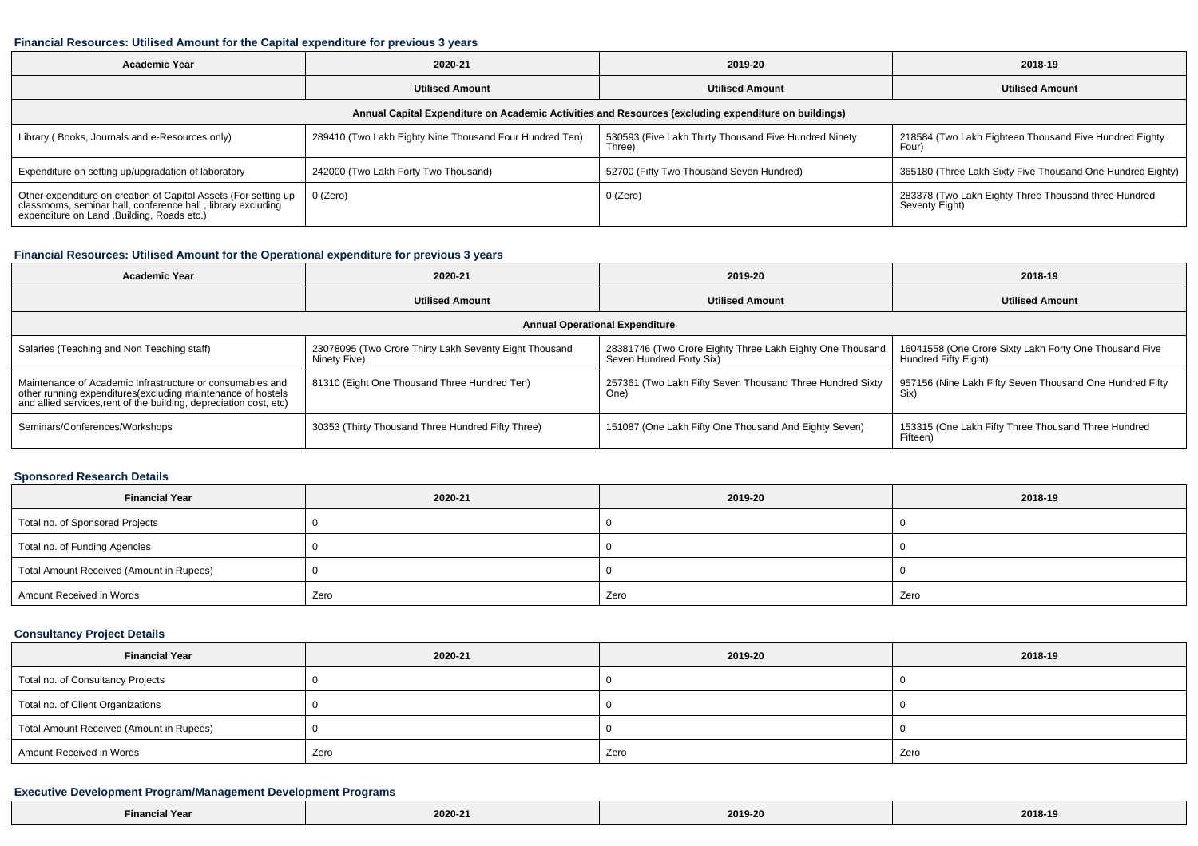#### Financial Resources: Utilised Amount for the Capital expenditure for previous 3 years

| Academic Year | 2020-21 | 2019-20 | 2018-19 |
|---|---|---|---|
| | Utilised Amount | Utilised Amount | Utilised Amount |
| Annual Capital Expenditure on Academic Activities and Resources (excluding expenditure on buildings) | | | |
| Library ( Books, Journals and e-Resources only) | 289410 (Two Lakh Eighty Nine Thousand Four Hundred Ten) | 530593 (Five Lakh Thirty Thousand Five Hundred Ninety Three) | 218584 (Two Lakh Eighteen Thousand Five Hundred Eighty Four) |
| Expenditure on setting up/upgradation of laboratory | 242000 (Two Lakh Forty Two Thousand) | 52700 (Fifty Two Thousand Seven Hundred) | 365180 (Three Lakh Sixty Five Thousand One Hundred Eighty) |
| Other expenditure on creation of Capital Assets (For setting up classrooms, seminar hall, conference hall , library excluding expenditure on Land ,Building, Roads etc.) | 0 (Zero) | 0 (Zero) | 283378 (Two Lakh Eighty Three Thousand three Hundred Seventy Eight) |

#### Financial Resources: Utilised Amount for the Operational expenditure for previous 3 years

| Academic Year | 2020-21 | 2019-20 | 2018-19 |
|---|---|---|---|
| | Utilised Amount | Utilised Amount | Utilised Amount |
| Annual Operational Expenditure | | | |
| Salaries (Teaching and Non Teaching staff) | 23078095 (Two Crore Thirty Lakh Seventy Eight Thousand Ninety Five) | 28381746 (Two Crore Eighty Three Lakh Eighty One Thousand Seven Hundred Forty Six) | 16041558 (One Crore Sixty Lakh Forty One Thousand Five Hundred Fifty Eight) |
| Maintenance of Academic Infrastructure or consumables and other running expenditures(excluding maintenance of hostels and allied services,rent of the building, depreciation cost, etc) | 81310 (Eight One Thousand Three Hundred Ten) | 257361 (Two Lakh Fifty Seven Thousand Three Hundred Sixty One) | 957156 (Nine Lakh Fifty Seven Thousand One Hundred Fifty Six) |
| Seminars/Conferences/Workshops | 30353 (Thirty Thousand Three Hundred Fifty Three) | 151087 (One Lakh Fifty One Thousand And Eighty Seven) | 153315 (One Lakh Fifty Three Thousand Three Hundred Fifteen) |

#### Sponsored Research Details

| Financial Year | 2020-21 | 2019-20 | 2018-19 |
|---|---|---|---|
| Total no. of Sponsored Projects | 0 | 0 | 0 |
| Total no. of Funding Agencies | 0 | 0 | 0 |
| Total Amount Received (Amount in Rupees) | 0 | 0 | 0 |
| Amount Received in Words | Zero | Zero | Zero |

#### Consultancy Project Details

| Financial Year | 2020-21 | 2019-20 | 2018-19 |
|---|---|---|---|
| Total no. of Consultancy Projects | 0 | 0 | 0 |
| Total no. of Client Organizations | 0 | 0 | 0 |
| Total Amount Received (Amount in Rupees) | 0 | 0 | 0 |
| Amount Received in Words | Zero | Zero | Zero |

#### Executive Development Program/Management Development Programs

| Financial Year | 2020-21 | 2019-20 | 2018-19 |
|---|---|---|---|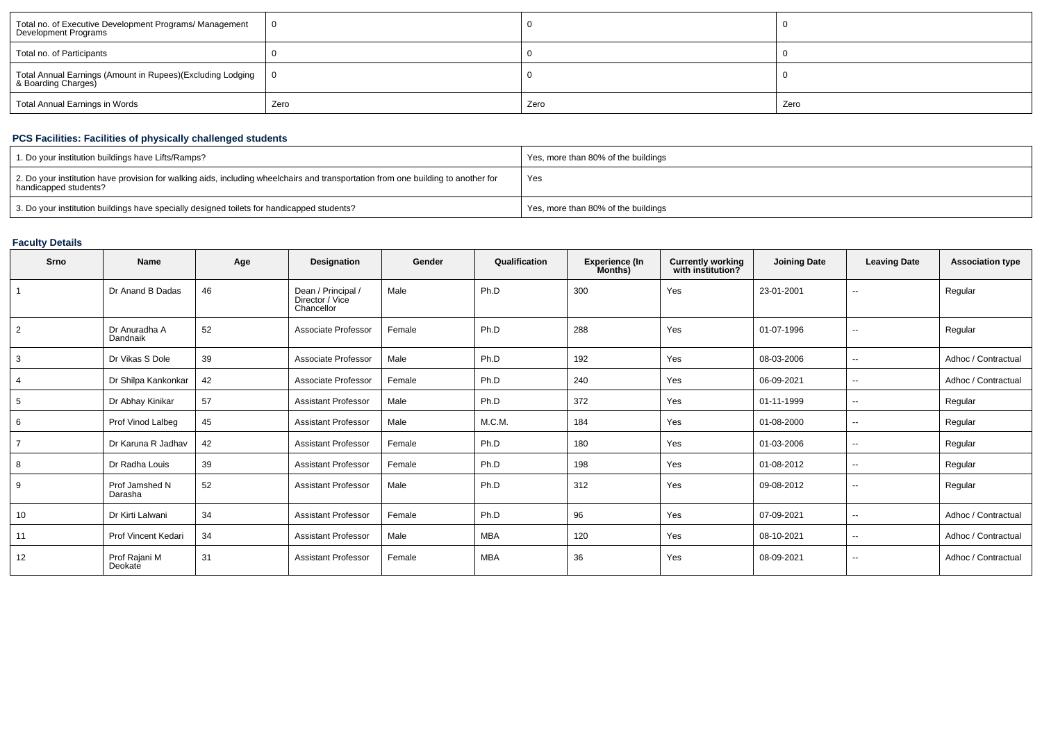| | | | |
|---|---|---|---|
| Total no. of Executive Development Programs/ Management Development Programs | 0 | 0 | 0 |
| Total no. of Participants | 0 | 0 | 0 |
| Total Annual Earnings (Amount in Rupees)(Excluding Lodging & Boarding Charges) | 0 | 0 | 0 |
| Total Annual Earnings in Words | Zero | Zero | Zero |

## PCS Facilities: Facilities of physically challenged students

| | |
|---|---|
| 1. Do your institution buildings have Lifts/Ramps? | Yes, more than 80% of the buildings |
| 2. Do your institution have provision for walking aids, including wheelchairs and transportation from one building to another for handicapped students? | Yes |
| 3. Do your institution buildings have specially designed toilets for handicapped students? | Yes, more than 80% of the buildings |

## Faculty Details

| Srno | Name | Age | Designation | Gender | Qualification | Experience (In Months) | Currently working with institution? | Joining Date | Leaving Date | Association type |
|---|---|---|---|---|---|---|---|---|---|---|
| 1 | Dr Anand B Dadas | 46 | Dean / Principal / Director / Vice Chancellor | Male | Ph.D | 300 | Yes | 23-01-2001 | -- | Regular |
| 2 | Dr Anuradha A Dandnaik | 52 | Associate Professor | Female | Ph.D | 288 | Yes | 01-07-1996 | -- | Regular |
| 3 | Dr Vikas S Dole | 39 | Associate Professor | Male | Ph.D | 192 | Yes | 08-03-2006 | -- | Adhoc / Contractual |
| 4 | Dr Shilpa Kankonkar | 42 | Associate Professor | Female | Ph.D | 240 | Yes | 06-09-2021 | -- | Adhoc / Contractual |
| 5 | Dr Abhay Kinikar | 57 | Assistant Professor | Male | Ph.D | 372 | Yes | 01-11-1999 | -- | Regular |
| 6 | Prof Vinod Lalbeg | 45 | Assistant Professor | Male | M.C.M. | 184 | Yes | 01-08-2000 | -- | Regular |
| 7 | Dr Karuna R Jadhav | 42 | Assistant Professor | Female | Ph.D | 180 | Yes | 01-03-2006 | -- | Regular |
| 8 | Dr Radha Louis | 39 | Assistant Professor | Female | Ph.D | 198 | Yes | 01-08-2012 | -- | Regular |
| 9 | Prof Jamshed N Darasha | 52 | Assistant Professor | Male | Ph.D | 312 | Yes | 09-08-2012 | -- | Regular |
| 10 | Dr Kirti Lalwani | 34 | Assistant Professor | Female | Ph.D | 96 | Yes | 07-09-2021 | -- | Adhoc / Contractual |
| 11 | Prof Vincent Kedari | 34 | Assistant Professor | Male | MBA | 120 | Yes | 08-10-2021 | -- | Adhoc / Contractual |
| 12 | Prof Rajani M Deokate | 31 | Assistant Professor | Female | MBA | 36 | Yes | 08-09-2021 | -- | Adhoc / Contractual |